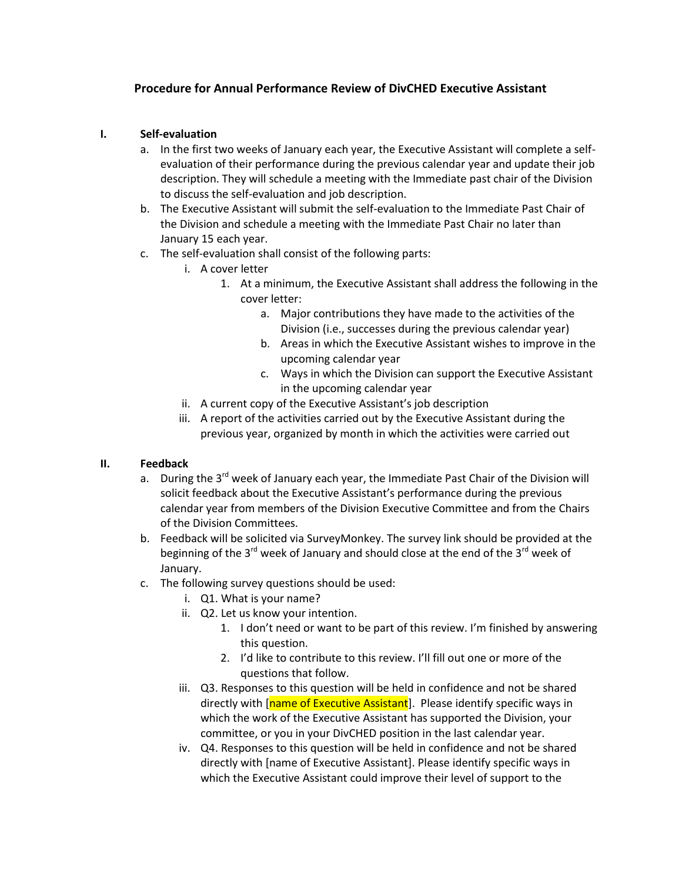# Procedure for Annual Performance Review of DivCHED Executive Assistant

## I. Self-evaluation

a. In the first two weeks of January each year, the Executive Assistant will complete a self-evaluation of their performance during the previous calendar year and update their job description. They will schedule a meeting with the Immediate past chair of the Division to discuss the self-evaluation and job description.

b. The Executive Assistant will submit the self-evaluation to the Immediate Past Chair of the Division and schedule a meeting with the Immediate Past Chair no later than January 15 each year.

c. The self-evaluation shall consist of the following parts:

   i. A cover letter

      1. At a minimum, the Executive Assistant shall address the following in the cover letter:

         a. Major contributions they have made to the activities of the Division (i.e., successes during the previous calendar year)

         b. Areas in which the Executive Assistant wishes to improve in the upcoming calendar year

         c. Ways in which the Division can support the Executive Assistant in the upcoming calendar year

   ii. A current copy of the Executive Assistant's job description

   iii. A report of the activities carried out by the Executive Assistant during the previous year, organized by month in which the activities were carried out

## II. Feedback

a. During the 3rd week of January each year, the Immediate Past Chair of the Division will solicit feedback about the Executive Assistant's performance during the previous calendar year from members of the Division Executive Committee and from the Chairs of the Division Committees.

b. Feedback will be solicited via SurveyMonkey. The survey link should be provided at the beginning of the 3rd week of January and should close at the end of the 3rd week of January.

c. The following survey questions should be used:

   i. Q1. What is your name?

   ii. Q2. Let us know your intention.

      1. I don't need or want to be part of this review. I'm finished by answering this question.

      2. I'd like to contribute to this review. I'll fill out one or more of the questions that follow.

   iii. Q3. Responses to this question will be held in confidence and not be shared directly with [name of Executive Assistant]. Please identify specific ways in which the work of the Executive Assistant has supported the Division, your committee, or you in your DivCHED position in the last calendar year.

   iv. Q4. Responses to this question will be held in confidence and not be shared directly with [name of Executive Assistant]. Please identify specific ways in which the Executive Assistant could improve their level of support to the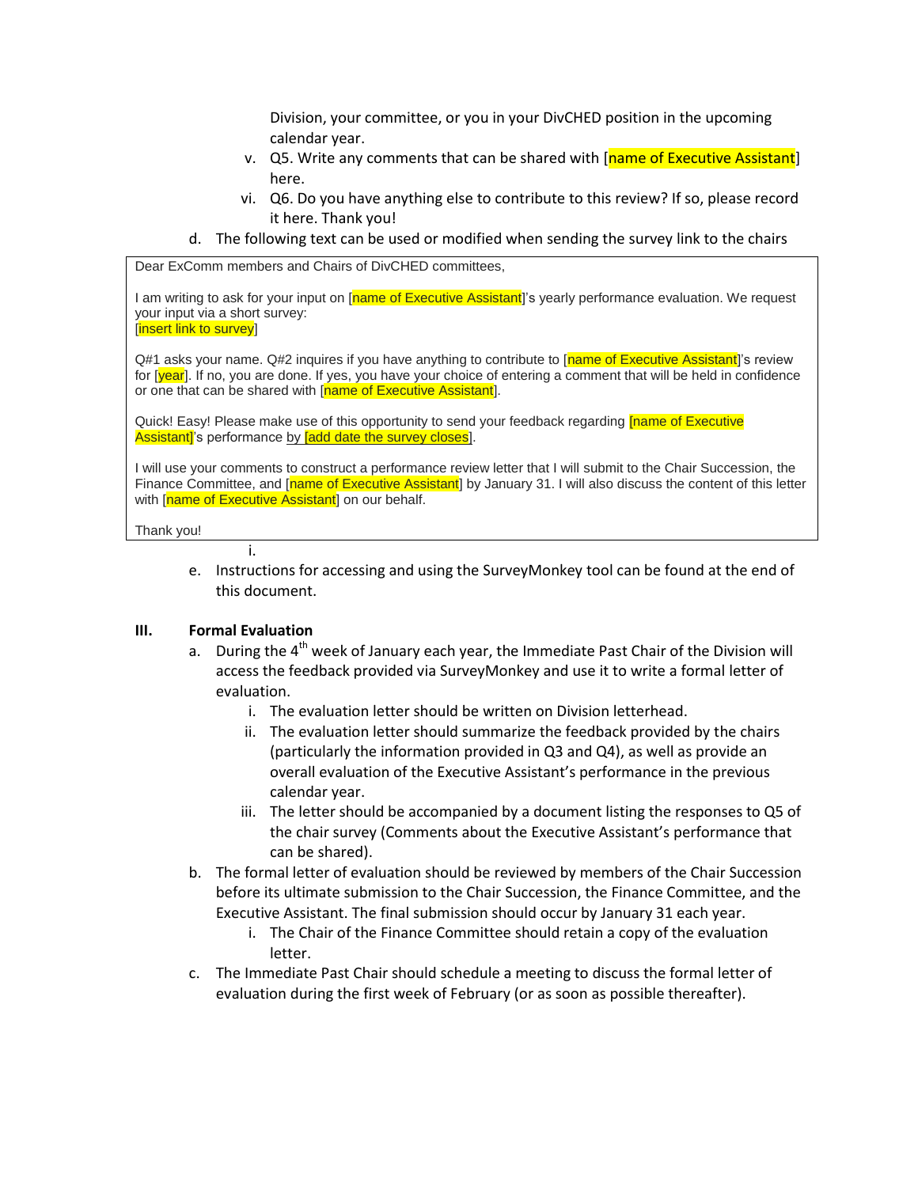Division, your committee, or you in your DivCHED position in the upcoming calendar year.

v. Q5. Write any comments that can be shared with [name of Executive Assistant] here.

vi. Q6. Do you have anything else to contribute to this review? If so, please record it here. Thank you!

d. The following text can be used or modified when sending the survey link to the chairs

> Dear ExComm members and Chairs of DivCHED committees,
>
> I am writing to ask for your input on [name of Executive Assistant]'s yearly performance evaluation. We request your input via a short survey:
> [insert link to survey]
>
> Q#1 asks your name. Q#2 inquires if you have anything to contribute to [name of Executive Assistant]'s review for [year]. If no, you are done. If yes, you have your choice of entering a comment that will be held in confidence or one that can be shared with [name of Executive Assistant].
>
> Quick! Easy! Please make use of this opportunity to send your feedback regarding [name of Executive Assistant]'s performance by [add date the survey closes].
>
> I will use your comments to construct a performance review letter that I will submit to the Chair Succession, the Finance Committee, and [name of Executive Assistant] by January 31. I will also discuss the content of this letter with [name of Executive Assistant] on our behalf.
>
> Thank you!

i.

e. Instructions for accessing and using the SurveyMonkey tool can be found at the end of this document.

## III. Formal Evaluation

a. During the 4th week of January each year, the Immediate Past Chair of the Division will access the feedback provided via SurveyMonkey and use it to write a formal letter of evaluation.

   i. The evaluation letter should be written on Division letterhead.

   ii. The evaluation letter should summarize the feedback provided by the chairs (particularly the information provided in Q3 and Q4), as well as provide an overall evaluation of the Executive Assistant's performance in the previous calendar year.

   iii. The letter should be accompanied by a document listing the responses to Q5 of the chair survey (Comments about the Executive Assistant's performance that can be shared).

b. The formal letter of evaluation should be reviewed by members of the Chair Succession before its ultimate submission to the Chair Succession, the Finance Committee, and the Executive Assistant. The final submission should occur by January 31 each year.

   i. The Chair of the Finance Committee should retain a copy of the evaluation letter.

c. The Immediate Past Chair should schedule a meeting to discuss the formal letter of evaluation during the first week of February (or as soon as possible thereafter).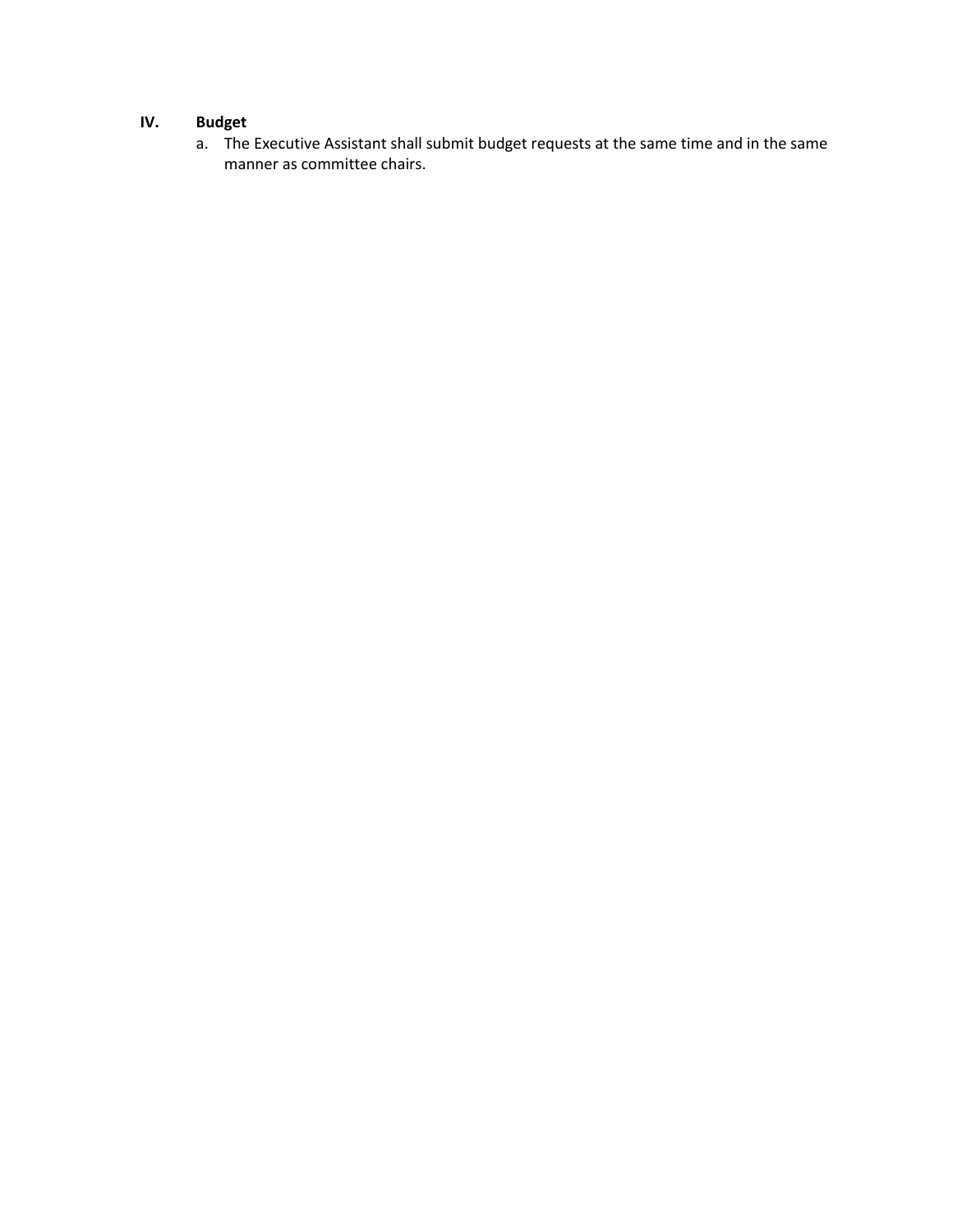## IV. Budget

a. The Executive Assistant shall submit budget requests at the same time and in the same manner as committee chairs.